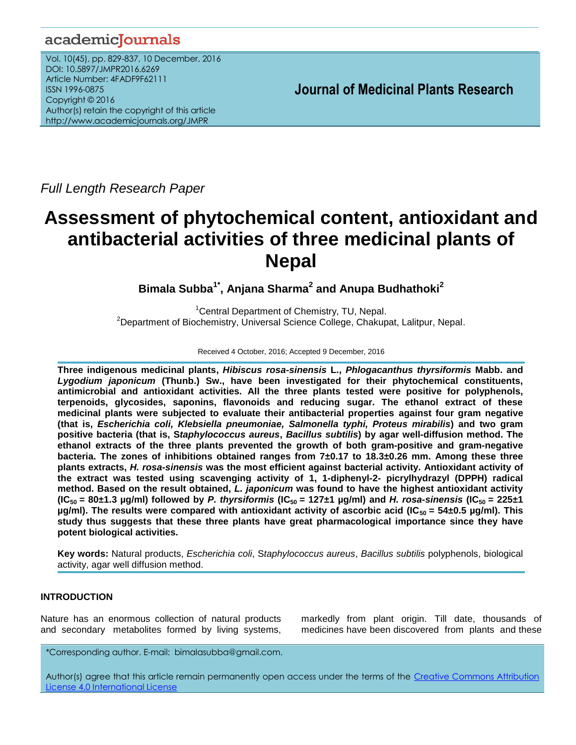Full Length Research Paper

# Assessment of phytochemical content, antioxidant and antibacterial activities of three medicinal plants of Nepal

**Bimala Subba[1*], Anjana Sharma[2] and Anupa Budhathoki[2]**

[1]Central Department of Chemistry, TU, Nepal.
[2]Department of Biochemistry, Universal Science College, Chakupat, Lalitpur, Nepal.

Received 4 October, 2016; Accepted 9 December, 2016

**Three indigenous medicinal plants, *Hibiscus rosa-sinensis* L., *Phlogacanthus thyrsiformis* Mabb. and *Lygodium japonicum* (Thunb.) Sw., have been investigated for their phytochemical constituents, antimicrobial and antioxidant activities. All the three plants tested were positive for polyphenols, terpenoids, glycosides, saponins, flavonoids and reducing sugar. The ethanol extract of these medicinal plants were subjected to evaluate their antibacterial properties against four gram negative (that is, *Escherichia coli, Klebsiella pneumoniae, Salmonella typhi, Proteus mirabilis*) and two gram positive bacteria (that is, S*taphylococcus aureus*, *Bacillus subtilis*) by agar well-diffusion method. The ethanol extracts of the three plants prevented the growth of both gram-positive and gram-negative bacteria. The zones of inhibitions obtained ranges from 7±0.17 to 18.3±0.26 mm. Among these three plants extracts, *H. rosa-sinensis* was the most efficient against bacterial activity. Antioxidant activity of the extract was tested using scavenging activity of 1, 1-diphenyl-2- picrylhydrazyl (DPPH) radical method. Based on the result obtained, *L. japonicum* was found to have the highest antioxidant activity ($IC_{50}$ = 80±1.3 µg/ml) followed by *P. thyrsiformis* ($IC_{50}$ = 127±1 µg/ml) and *H. rosa-sinensis* ($IC_{50}$ = 225±1 µg/ml). The results were compared with antioxidant activity of ascorbic acid ($IC_{50}$ = 54±0.5 µg/ml). This study thus suggests that these three plants have great pharmacological importance since they have potent biological activities.**

**Key words:** Natural products, *Escherichia coli*, S*taphylococcus aureus*, *Bacillus subtilis* polyphenols, biological activity, agar well diffusion method.

## INTRODUCTION

Nature has an enormous collection of natural products and secondary metabolites formed by living systems, markedly from plant origin. Till date, thousands of medicines have been discovered from plants and these

*Corresponding author. E-mail: bimalasubba@gmail.com.

Author(s) agree that this article remain permanently open access under the terms of the Creative Commons Attribution License 4.0 International License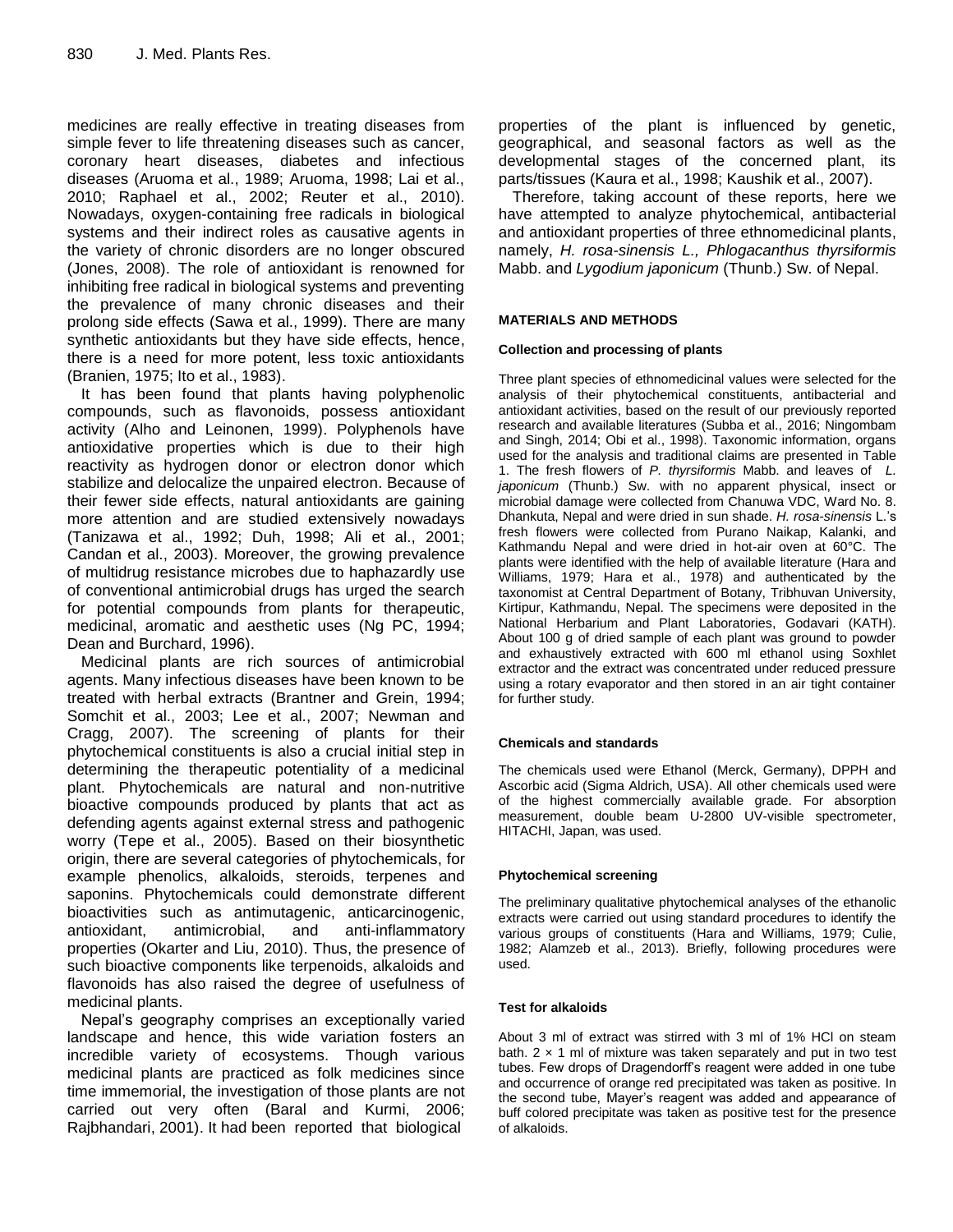medicines are really effective in treating diseases from simple fever to life threatening diseases such as cancer, coronary heart diseases, diabetes and infectious diseases (Aruoma et al., 1989; Aruoma, 1998; Lai et al., 2010; Raphael et al., 2002; Reuter et al., 2010). Nowadays, oxygen-containing free radicals in biological systems and their indirect roles as causative agents in the variety of chronic disorders are no longer obscured (Jones, 2008). The role of antioxidant is renowned for inhibiting free radical in biological systems and preventing the prevalence of many chronic diseases and their prolong side effects (Sawa et al., 1999). There are many synthetic antioxidants but they have side effects, hence, there is a need for more potent, less toxic antioxidants (Branien, 1975; Ito et al., 1983).

It has been found that plants having polyphenolic compounds, such as flavonoids, possess antioxidant activity (Alho and Leinonen, 1999). Polyphenols have antioxidative properties which is due to their high reactivity as hydrogen donor or electron donor which stabilize and delocalize the unpaired electron. Because of their fewer side effects, natural antioxidants are gaining more attention and are studied extensively nowadays (Tanizawa et al., 1992; Duh, 1998; Ali et al., 2001; Candan et al., 2003). Moreover, the growing prevalence of multidrug resistance microbes due to haphazardly use of conventional antimicrobial drugs has urged the search for potential compounds from plants for therapeutic, medicinal, aromatic and aesthetic uses (Ng PC, 1994; Dean and Burchard, 1996).

Medicinal plants are rich sources of antimicrobial agents. Many infectious diseases have been known to be treated with herbal extracts (Brantner and Grein, 1994; Somchit et al., 2003; Lee et al., 2007; Newman and Cragg, 2007). The screening of plants for their phytochemical constituents is also a crucial initial step in determining the therapeutic potentiality of a medicinal plant. Phytochemicals are natural and non-nutritive bioactive compounds produced by plants that act as defending agents against external stress and pathogenic worry (Tepe et al., 2005). Based on their biosynthetic origin, there are several categories of phytochemicals, for example phenolics, alkaloids, steroids, terpenes and saponins. Phytochemicals could demonstrate different bioactivities such as antimutagenic, anticarcinogenic, antioxidant, antimicrobial, and anti-inflammatory properties (Okarter and Liu, 2010). Thus, the presence of such bioactive components like terpenoids, alkaloids and flavonoids has also raised the degree of usefulness of medicinal plants.

Nepal's geography comprises an exceptionally varied landscape and hence, this wide variation fosters an incredible variety of ecosystems. Though various medicinal plants are practiced as folk medicines since time immemorial, the investigation of those plants are not carried out very often (Baral and Kurmi, 2006; Rajbhandari, 2001). It had been reported that biological properties of the plant is influenced by genetic, geographical, and seasonal factors as well as the developmental stages of the concerned plant, its parts/tissues (Kaura et al., 1998; Kaushik et al., 2007).

Therefore, taking account of these reports, here we have attempted to analyze phytochemical, antibacterial and antioxidant properties of three ethnomedicinal plants, namely, *H. rosa-sinensis L., Phlogacanthus thyrsiformis* Mabb. and *Lygodium japonicum* (Thunb.) Sw. of Nepal.

## MATERIALS AND METHODS

### Collection and processing of plants

Three plant species of ethnomedicinal values were selected for the analysis of their phytochemical constituents, antibacterial and antioxidant activities, based on the result of our previously reported research and available literatures (Subba et al., 2016; Ningombam and Singh, 2014; Obi et al., 1998). Taxonomic information, organs used for the analysis and traditional claims are presented in Table 1. The fresh flowers of *P. thyrsiformis* Mabb. and leaves of *L. japonicum* (Thunb.) Sw. with no apparent physical, insect or microbial damage were collected from Chanuwa VDC, Ward No. 8. Dhankuta, Nepal and were dried in sun shade. *H. rosa-sinensis* L.'s fresh flowers were collected from Purano Naikap, Kalanki, and Kathmandu Nepal and were dried in hot-air oven at 60°C. The plants were identified with the help of available literature (Hara and Williams, 1979; Hara et al., 1978) and authenticated by the taxonomist at Central Department of Botany, Tribhuvan University, Kirtipur, Kathmandu, Nepal. The specimens were deposited in the National Herbarium and Plant Laboratories, Godavari (KATH). About 100 g of dried sample of each plant was ground to powder and exhaustively extracted with 600 ml ethanol using Soxhlet extractor and the extract was concentrated under reduced pressure using a rotary evaporator and then stored in an air tight container for further study.

### Chemicals and standards

The chemicals used were Ethanol (Merck, Germany), DPPH and Ascorbic acid (Sigma Aldrich, USA). All other chemicals used were of the highest commercially available grade. For absorption measurement, double beam U-2800 UV-visible spectrometer, HITACHI, Japan, was used.

### Phytochemical screening

The preliminary qualitative phytochemical analyses of the ethanolic extracts were carried out using standard procedures to identify the various groups of constituents (Hara and Williams, 1979; Culie, 1982; Alamzeb et al., 2013). Briefly, following procedures were used.

### Test for alkaloids

About 3 ml of extract was stirred with 3 ml of 1% HCl on steam bath. $2 \times 1$ ml of mixture was taken separately and put in two test tubes. Few drops of Dragendorff's reagent were added in one tube and occurrence of orange red precipitated was taken as positive. In the second tube, Mayer's reagent was added and appearance of buff colored precipitate was taken as positive test for the presence of alkaloids.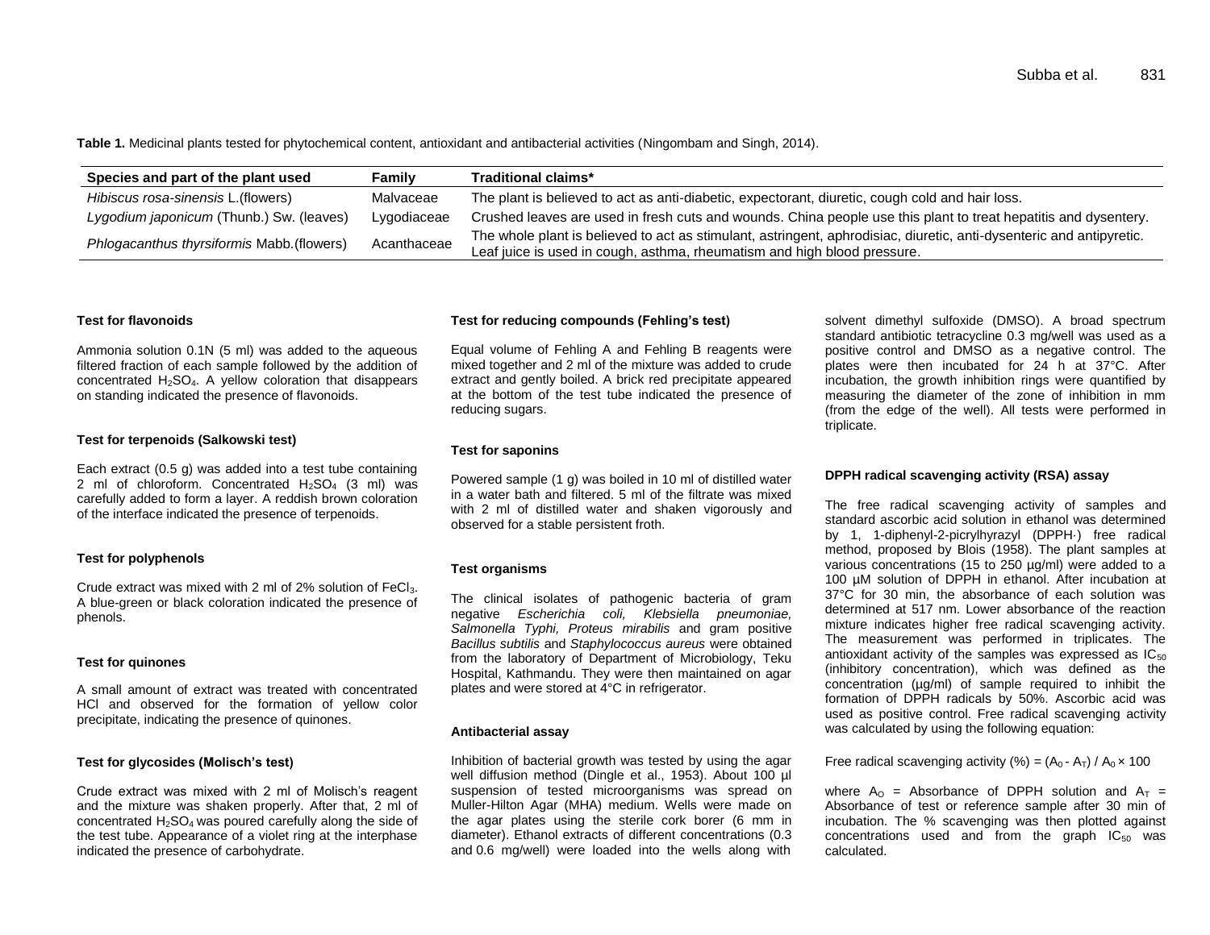**Table 1.** Medicinal plants tested for phytochemical content, antioxidant and antibacterial activities (Ningombam and Singh, 2014).

| Species and part of the plant used | Family | Traditional claims* |
|---|---|---|
| *Hibiscus rosa-sinensis* L.(flowers) | Malvaceae | The plant is believed to act as anti-diabetic, expectorant, diuretic, cough cold and hair loss. |
| *Lygodium japonicum* (Thunb.) Sw. (leaves) | Lygodiaceae | Crushed leaves are used in fresh cuts and wounds. China people use this plant to treat hepatitis and dysentery. |
| *Phlogacanthus thyrsiformis* Mabb.(flowers) | Acanthaceae | The whole plant is believed to act as stimulant, astringent, aphrodisiac, diuretic, anti-dysenteric and antipyretic. Leaf juice is used in cough, asthma, rheumatism and high blood pressure. |

**Test for flavonoids**

Ammonia solution 0.1N (5 ml) was added to the aqueous filtered fraction of each sample followed by the addition of concentrated $H_2SO_4$. A yellow coloration that disappears on standing indicated the presence of flavonoids.

**Test for terpenoids (Salkowski test)**

Each extract (0.5 g) was added into a test tube containing 2 ml of chloroform. Concentrated $H_2SO_4$ (3 ml) was carefully added to form a layer. A reddish brown coloration of the interface indicated the presence of terpenoids.

**Test for polyphenols**

Crude extract was mixed with 2 ml of 2% solution of $FeCl_3$. A blue-green or black coloration indicated the presence of phenols.

**Test for quinones**

A small amount of extract was treated with concentrated HCl and observed for the formation of yellow color precipitate, indicating the presence of quinones.

**Test for glycosides (Molisch's test)**

Crude extract was mixed with 2 ml of Molisch's reagent and the mixture was shaken properly. After that, 2 ml of concentrated $H_2SO_4$ was poured carefully along the side of the test tube. Appearance of a violet ring at the interphase indicated the presence of carbohydrate.

**Test for reducing compounds (Fehling's test)**

Equal volume of Fehling A and Fehling B reagents were mixed together and 2 ml of the mixture was added to crude extract and gently boiled. A brick red precipitate appeared at the bottom of the test tube indicated the presence of reducing sugars.

**Test for saponins**

Powered sample (1 g) was boiled in 10 ml of distilled water in a water bath and filtered. 5 ml of the filtrate was mixed with 2 ml of distilled water and shaken vigorously and observed for a stable persistent froth.

**Test organisms**

The clinical isolates of pathogenic bacteria of gram negative *Escherichia coli, Klebsiella pneumoniae, Salmonella Typhi, Proteus mirabilis* and gram positive *Bacillus subtilis* and *Staphylococcus aureus* were obtained from the laboratory of Department of Microbiology, Teku Hospital, Kathmandu. They were then maintained on agar plates and were stored at 4°C in refrigerator.

**Antibacterial assay**

Inhibition of bacterial growth was tested by using the agar well diffusion method (Dingle et al., 1953). About 100 µl suspension of tested microorganisms was spread on Muller-Hilton Agar (MHA) medium. Wells were made on the agar plates using the sterile cork borer (6 mm in diameter). Ethanol extracts of different concentrations (0.3 and 0.6 mg/well) were loaded into the wells along with solvent dimethyl sulfoxide (DMSO). A broad spectrum standard antibiotic tetracycline 0.3 mg/well was used as a positive control and DMSO as a negative control. The plates were then incubated for 24 h at 37°C. After incubation, the growth inhibition rings were quantified by measuring the diameter of the zone of inhibition in mm (from the edge of the well). All tests were performed in triplicate.

**DPPH radical scavenging activity (RSA) assay**

The free radical scavenging activity of samples and standard ascorbic acid solution in ethanol was determined by 1, 1-diphenyl-2-picrylhyrazyl (DPPH·) free radical method, proposed by Blois (1958). The plant samples at various concentrations (15 to 250 µg/ml) were added to a 100 µM solution of DPPH in ethanol. After incubation at 37°C for 30 min, the absorbance of each solution was determined at 517 nm. Lower absorbance of the reaction mixture indicates higher free radical scavenging activity. The measurement was performed in triplicates. The antioxidant activity of the samples was expressed as $IC_{50}$ (inhibitory concentration), which was defined as the concentration (µg/ml) of sample required to inhibit the formation of DPPH radicals by 50%. Ascorbic acid was used as positive control. Free radical scavenging activity was calculated by using the following equation:

$$\text{Free radical scavenging activity (\%)} = (A_0 - A_T) / A_0 \times 100$$

where $A_O$ = Absorbance of DPPH solution and $A_T$ = Absorbance of test or reference sample after 30 min of incubation. The % scavenging was then plotted against concentrations used and from the graph $IC_{50}$ was calculated.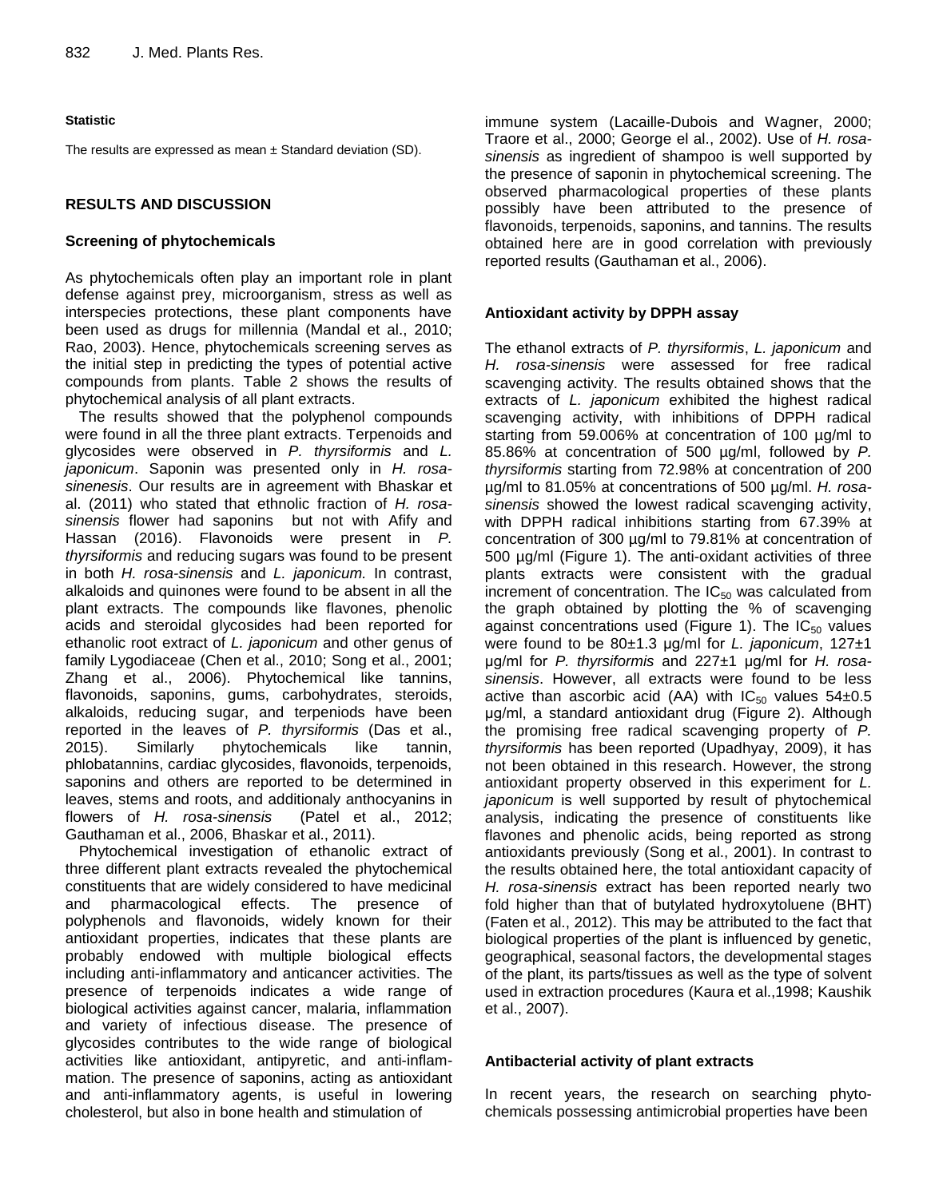**Statistic**

The results are expressed as mean ± Standard deviation (SD).

## RESULTS AND DISCUSSION

### Screening of phytochemicals

As phytochemicals often play an important role in plant defense against prey, microorganism, stress as well as interspecies protections, these plant components have been used as drugs for millennia (Mandal et al., 2010; Rao, 2003). Hence, phytochemicals screening serves as the initial step in predicting the types of potential active compounds from plants. Table 2 shows the results of phytochemical analysis of all plant extracts.

The results showed that the polyphenol compounds were found in all the three plant extracts. Terpenoids and glycosides were observed in *P. thyrsiformis* and *L. japonicum*. Saponin was presented only in *H. rosa-sinenesis*. Our results are in agreement with Bhaskar et al. (2011) who stated that ethnolic fraction of *H. rosa-sinensis* flower had saponins but not with Afify and Hassan (2016). Flavonoids were present in *P. thyrsiformis* and reducing sugars was found to be present in both *H. rosa-sinensis* and *L. japonicum.* In contrast, alkaloids and quinones were found to be absent in all the plant extracts. The compounds like flavones, phenolic acids and steroidal glycosides had been reported for ethanolic root extract of *L. japonicum* and other genus of family Lygodiaceae (Chen et al., 2010; Song et al., 2001; Zhang et al., 2006). Phytochemical like tannins, flavonoids, saponins, gums, carbohydrates, steroids, alkaloids, reducing sugar, and terpeniods have been reported in the leaves of *P. thyrsiformis* (Das et al., 2015). Similarly phytochemicals like tannin, phlobatannins, cardiac glycosides, flavonoids, terpenoids, saponins and others are reported to be determined in leaves, stems and roots, and additionaly anthocyanins in flowers of *H. rosa-sinensis* (Patel et al., 2012; Gauthaman et al., 2006, Bhaskar et al., 2011).

Phytochemical investigation of ethanolic extract of three different plant extracts revealed the phytochemical constituents that are widely considered to have medicinal and pharmacological effects. The presence of polyphenols and flavonoids, widely known for their antioxidant properties, indicates that these plants are probably endowed with multiple biological effects including anti-inflammatory and anticancer activities. The presence of terpenoids indicates a wide range of biological activities against cancer, malaria, inflammation and variety of infectious disease. The presence of glycosides contributes to the wide range of biological activities like antioxidant, antipyretic, and anti-inflammation. The presence of saponins, acting as antioxidant and anti-inflammatory agents, is useful in lowering cholesterol, but also in bone health and stimulation of immune system (Lacaille-Dubois and Wagner, 2000; Traore et al., 2000; George el al., 2002). Use of *H. rosa-sinensis* as ingredient of shampoo is well supported by the presence of saponin in phytochemical screening. The observed pharmacological properties of these plants possibly have been attributed to the presence of flavonoids, terpenoids, saponins, and tannins. The results obtained here are in good correlation with previously reported results (Gauthaman et al., 2006).

### Antioxidant activity by DPPH assay

The ethanol extracts of *P. thyrsiformis*, *L. japonicum* and *H. rosa-sinensis* were assessed for free radical scavenging activity. The results obtained shows that the extracts of *L. japonicum* exhibited the highest radical scavenging activity, with inhibitions of DPPH radical starting from 59.006% at concentration of 100 µg/ml to 85.86% at concentration of 500 µg/ml, followed by *P. thyrsiformis* starting from 72.98% at concentration of 200 µg/ml to 81.05% at concentrations of 500 µg/ml. *H. rosa-sinensis* showed the lowest radical scavenging activity, with DPPH radical inhibitions starting from 67.39% at concentration of 300 µg/ml to 79.81% at concentration of 500 µg/ml (Figure 1). The anti-oxidant activities of three plants extracts were consistent with the gradual increment of concentration. The $IC_{50}$ was calculated from the graph obtained by plotting the % of scavenging against concentrations used (Figure 1). The $IC_{50}$ values were found to be 80±1.3 µg/ml for *L. japonicum*, 127±1 µg/ml for *P. thyrsiformis* and 227±1 µg/ml for *H. rosa-sinensis*. However, all extracts were found to be less active than ascorbic acid (AA) with $IC_{50}$ values 54±0.5 µg/ml, a standard antioxidant drug (Figure 2). Although the promising free radical scavenging property of *P. thyrsiformis* has been reported (Upadhyay, 2009), it has not been obtained in this research. However, the strong antioxidant property observed in this experiment for *L. japonicum* is well supported by result of phytochemical analysis, indicating the presence of constituents like flavones and phenolic acids, being reported as strong antioxidants previously (Song et al., 2001). In contrast to the results obtained here, the total antioxidant capacity of *H. rosa-sinensis* extract has been reported nearly two fold higher than that of butylated hydroxytoluene (BHT) (Faten et al., 2012). This may be attributed to the fact that biological properties of the plant is influenced by genetic, geographical, seasonal factors, the developmental stages of the plant, its parts/tissues as well as the type of solvent used in extraction procedures (Kaura et al.,1998; Kaushik et al., 2007).

### Antibacterial activity of plant extracts

In recent years, the research on searching phytochemicals possessing antimicrobial properties have been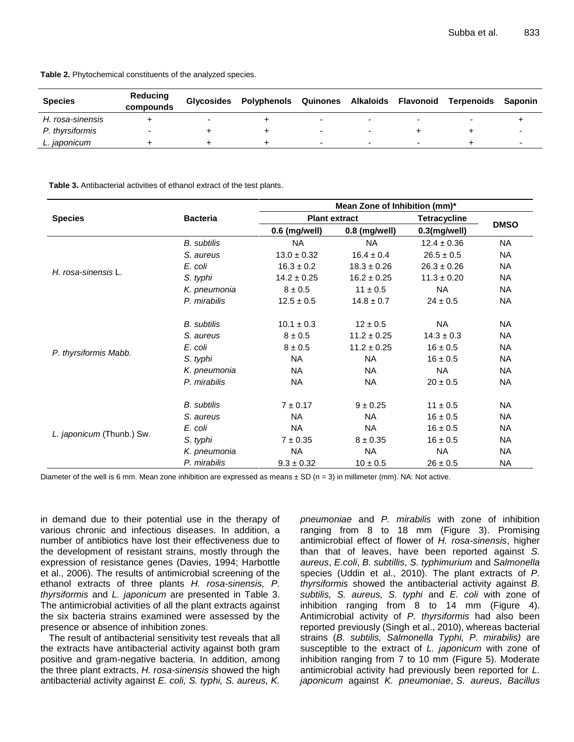**Table 2.** Phytochemical constituents of the analyzed species.

| Species | Reducing compounds | Glycosides | Polyphenols | Quinones | Alkaloids | Flavonoid | Terpenoids | Saponin |
|---|---|---|---|---|---|---|---|---|
| *H. rosa-sinensis* | + | - | + | - | - | - | - | + |
| *P. thyrsiformis* | - | + | + | - | - | + | + | - |
| *L. japonicum* | + | + | + | - | - | - | + | - |

**Table 3.** Antibacterial activities of ethanol extract of the test plants.

| Species | Bacteria | Mean Zone of Inhibition (mm)* | | | |
|---|---|---|---|---|---|
| | | Plant extract | | Tetracycline | DMSO |
| | | 0.6 (mg/well) | 0.8 (mg/well) | 0.3(mg/well) | |
| *H. rosa-sinensis* L. | *B. subtilis* | NA | NA | 12.4 ± 0.36 | NA |
| | *S. aureus* | 13.0 ± 0.32 | 16.4 ± 0.4 | 26.5 ± 0.5 | NA |
| | *E. coli* | 16.3 ± 0.2 | 18.3 ± 0.26 | 26.3 ± 0.26 | NA |
| | *S. typhi* | 14.2 ± 0.25 | 16.2 ± 0.25 | 11.3 ± 0.20 | NA |
| | *K. pneumonia* | 8 ± 0.5 | 11 ± 0.5 | NA | NA |
| | *P. mirabilis* | 12.5 ± 0.5 | 14.8 ± 0.7 | 24 ± 0.5 | NA |
| *P. thyrsiformis Mabb.* | *B. subtilis* | 10.1 ± 0.3 | 12 ± 0.5 | NA | NA |
| | *S. aureus* | 8 ± 0.5 | 11.2 ± 0.25 | 14.3 ± 0.3 | NA |
| | *E. coli* | 8 ± 0.5 | 11.2 ± 0.25 | 16 ± 0.5 | NA |
| | *S. typhi* | NA | NA | 16 ± 0.5 | NA |
| | *K. pneumonia* | NA | NA | NA | NA |
| | *P. mirabilis* | NA | NA | 20 ± 0.5 | NA |
| *L. japonicum* (Thunb.) Sw. | *B. subtilis* | 7 ± 0.17 | 9 ± 0.25 | 11 ± 0.5 | NA |
| | *S. aureus* | NA | NA | 16 ± 0.5 | NA |
| | *E. coli* | NA | NA | 16 ± 0.5 | NA |
| | *S. typhi* | 7 ± 0.35 | 8 ± 0.35 | 16 ± 0.5 | NA |
| | *K. pneumonia* | NA | NA | NA | NA |
| | *P. mirabilis* | 9.3 ± 0.32 | 10 ± 0.5 | 26 ± 0.5 | NA |

Diameter of the well is 6 mm. Mean zone inhibition are expressed as means ± SD (n = 3) in millimeter (mm). NA: Not active.

in demand due to their potential use in the therapy of various chronic and infectious diseases. In addition, a number of antibiotics have lost their effectiveness due to the development of resistant strains, mostly through the expression of resistance genes (Davies, 1994; Harbottle et al., 2006). The results of antimicrobial screening of the ethanol extracts of three plants *H. rosa-sinensis, P. thyrsiformis* and *L. japonicum* are presented in Table 3. The antimicrobial activities of all the plant extracts against the six bacteria strains examined were assessed by the presence or absence of inhibition zones.

The result of antibacterial sensitivity test reveals that all the extracts have antibacterial activity against both gram positive and gram-negative bacteria. In addition, among the three plant extracts, *H. rosa-sinensis* showed the high antibacterial activity against *E. coli, S. typhi, S. aureus, K. pneumoniae* and *P. mirabilis* with zone of inhibition ranging from 8 to 18 mm (Figure 3). Promising antimicrobial effect of flower of *H. rosa-sinensis*, higher than that of leaves, have been reported against *S. aureus*, *E.coli*, *B. subtillis*, *S. typhimurium* and *Salmonella* species (Uddin et al., 2010). The plant extracts of *P. thyrsiformis* showed the antibacterial activity against *B. subtilis, S. aureus, S. typhi* and *E. coli* with zone of inhibition ranging from 8 to 14 mm (Figure 4). Antimicrobial activity of *P. thyrsiformis* had also been reported previously (Singh et al., 2010), whereas bacterial strains (*B. subtilis, Salmonella Typhi, P. mirabilis)* are susceptible to the extract of *L. japonicum* with zone of inhibition ranging from 7 to 10 mm (Figure 5). Moderate antimicrobial activity had previously been reported for *L. japonicum* against *K. pneumoniae*, *S. aureus*, *Bacillus*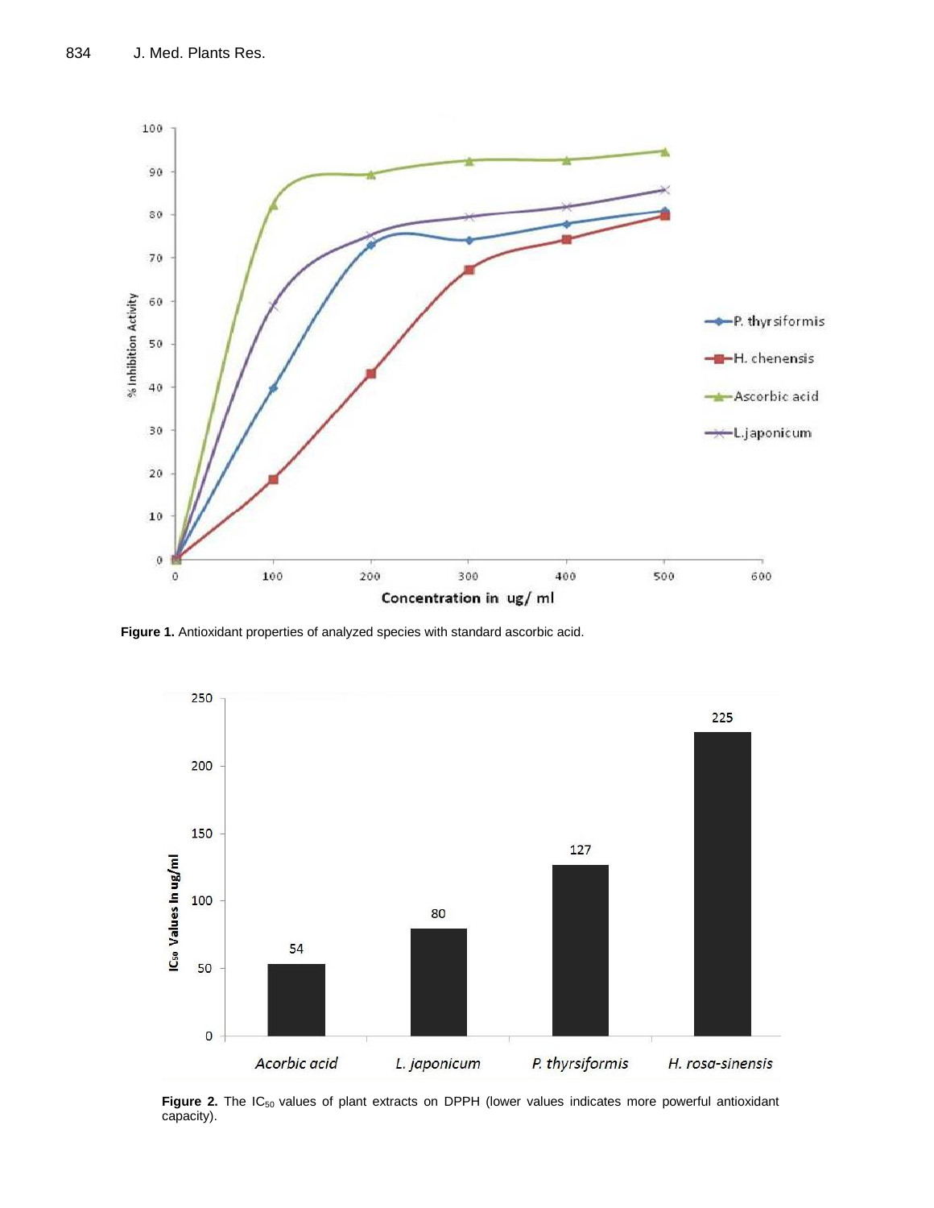Figure 1. Antioxidant properties of analyzed species with standard ascorbic acid.

Figure 2. The $IC_{50}$ values of plant extracts on DPPH (lower values indicates more powerful antioxidant capacity).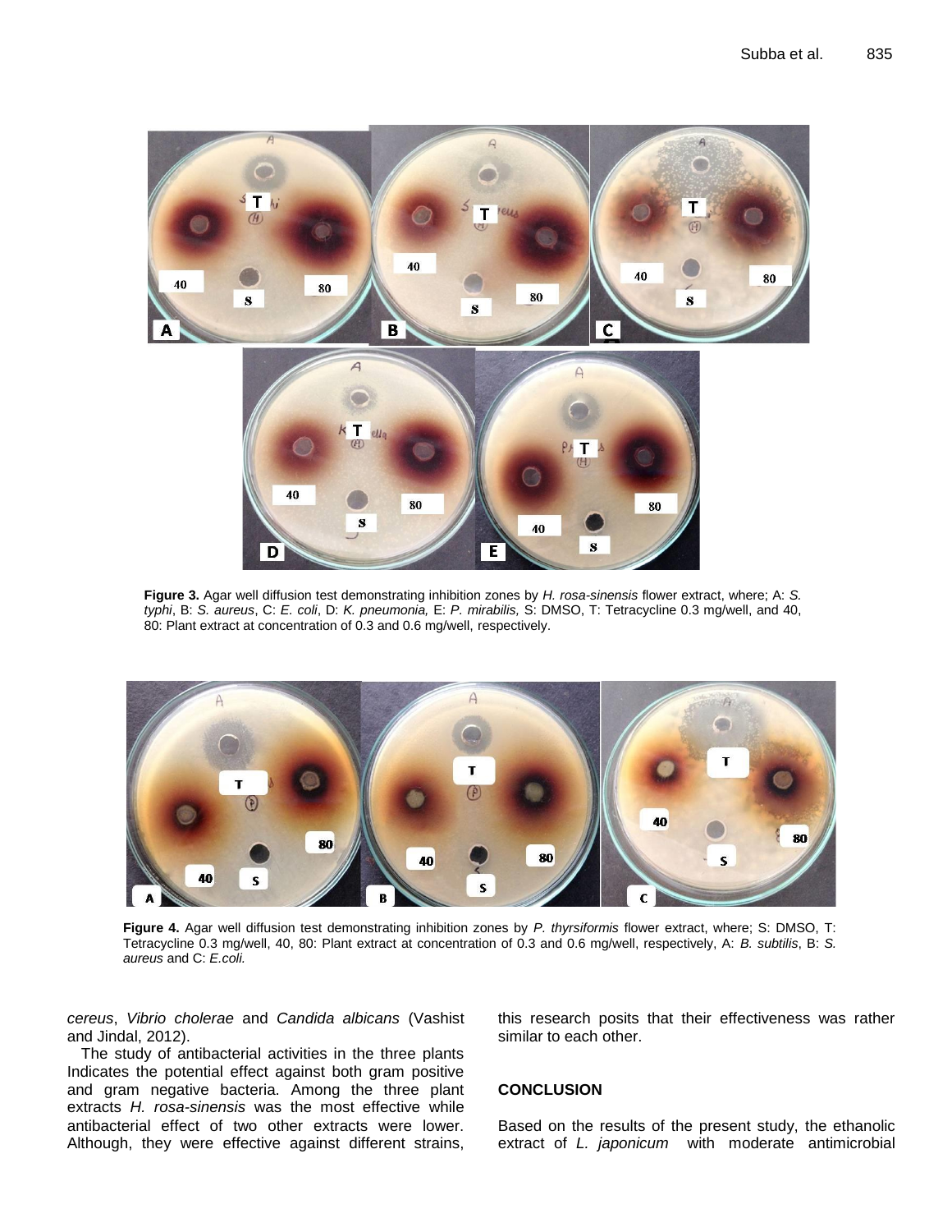**Figure 3.** Agar well diffusion test demonstrating inhibition zones by *H. rosa-sinensis* flower extract, where; A: *S. typhi*, B: *S. aureus*, C: *E. coli*, D: *K. pneumonia,* E: *P. mirabilis,* S: DMSO, T: Tetracycline 0.3 mg/well, and 40, 80: Plant extract at concentration of 0.3 and 0.6 mg/well, respectively.

**Figure 4.** Agar well diffusion test demonstrating inhibition zones by *P. thyrsiformis* flower extract, where; S: DMSO, T: Tetracycline 0.3 mg/well, 40, 80: Plant extract at concentration of 0.3 and 0.6 mg/well, respectively, A: *B. subtilis*, B: *S. aureus* and C: *E.coli.*

*cereus*, *Vibrio cholerae* and *Candida albicans* (Vashist and Jindal, 2012).

The study of antibacterial activities in the three plants Indicates the potential effect against both gram positive and gram negative bacteria. Among the three plant extracts *H. rosa-sinensis* was the most effective while antibacterial effect of two other extracts were lower. Although, they were effective against different strains, this research posits that their effectiveness was rather similar to each other.

## CONCLUSION

Based on the results of the present study, the ethanolic extract of *L. japonicum* with moderate antimicrobial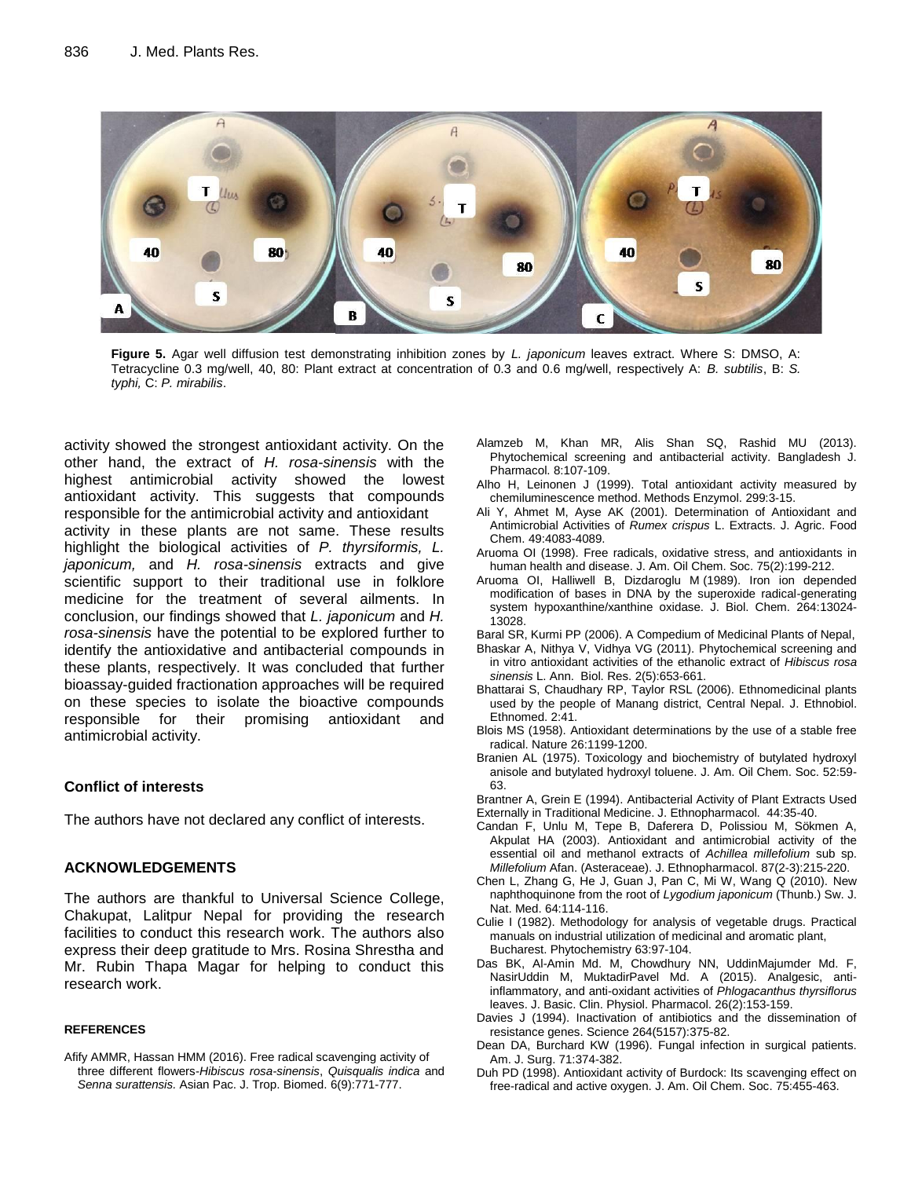**Figure 5.** Agar well diffusion test demonstrating inhibition zones by *L. japonicum* leaves extract. Where S: DMSO, A: Tetracycline 0.3 mg/well, 40, 80: Plant extract at concentration of 0.3 and 0.6 mg/well, respectively A: *B. subtilis*, B: *S. typhi,* C: *P. mirabilis*.

activity showed the strongest antioxidant activity. On the other hand, the extract of *H. rosa-sinensis* with the highest antimicrobial activity showed the lowest antioxidant activity. This suggests that compounds responsible for the antimicrobial activity and antioxidant activity in these plants are not same. These results highlight the biological activities of *P. thyrsiformis, L. japonicum,* and *H. rosa-sinensis* extracts and give scientific support to their traditional use in folklore medicine for the treatment of several ailments. In conclusion, our findings showed that *L. japonicum* and *H. rosa-sinensis* have the potential to be explored further to identify the antioxidative and antibacterial compounds in these plants, respectively. It was concluded that further bioassay-guided fractionation approaches will be required on these species to isolate the bioactive compounds responsible for their promising antioxidant and antimicrobial activity.

## Conflict of interests

The authors have not declared any conflict of interests.

## ACKNOWLEDGEMENTS

The authors are thankful to Universal Science College, Chakupat, Lalitpur Nepal for providing the research facilities to conduct this research work. The authors also express their deep gratitude to Mrs. Rosina Shrestha and Mr. Rubin Thapa Magar for helping to conduct this research work.

## REFERENCES

Afify AMMR, Hassan HMM (2016). Free radical scavenging activity of three different flowers-*Hibiscus rosa-sinensis*, *Quisqualis indica* and *Senna surattensis.* Asian Pac. J. Trop. Biomed. 6(9):771-777.

Alamzeb M, Khan MR, Alis Shan SQ, Rashid MU (2013). Phytochemical screening and antibacterial activity. Bangladesh J. Pharmacol. 8:107-109.

Alho H, Leinonen J (1999). Total antioxidant activity measured by chemiluminescence method. Methods Enzymol. 299:3-15.

Ali Y, Ahmet M, Ayse AK (2001). Determination of Antioxidant and Antimicrobial Activities of *Rumex crispus* L. Extracts. J. Agric. Food Chem. 49:4083-4089.

Aruoma OI (1998). Free radicals, oxidative stress, and antioxidants in human health and disease. J. Am. Oil Chem. Soc. 75(2):199-212.

Aruoma OI, Halliwell B, Dizdaroglu M (1989). Iron ion depended modification of bases in DNA by the superoxide radical-generating system hypoxanthine/xanthine oxidase. J. Biol. Chem. 264:13024-13028.

Baral SR, Kurmi PP (2006). A Compedium of Medicinal Plants of Nepal,

Bhaskar A, Nithya V, Vidhya VG (2011). Phytochemical screening and in vitro antioxidant activities of the ethanolic extract of *Hibiscus rosa sinensis* L. Ann. Biol. Res. 2(5):653-661.

Bhattarai S, Chaudhary RP, Taylor RSL (2006). Ethnomedicinal plants used by the people of Manang district, Central Nepal. J. Ethnobiol. Ethnomed. 2:41.

Blois MS (1958). Antioxidant determinations by the use of a stable free radical. Nature 26:1199-1200.

Branien AL (1975). Toxicology and biochemistry of butylated hydroxyl anisole and butylated hydroxyl toluene. J. Am. Oil Chem. Soc. 52:59-63.

Brantner A, Grein E (1994). Antibacterial Activity of Plant Extracts Used Externally in Traditional Medicine. J. Ethnopharmacol. 44:35-40.

Candan F, Unlu M, Tepe B, Daferera D, Polissiou M, Sökmen A, Akpulat HA (2003). Antioxidant and antimicrobial activity of the essential oil and methanol extracts of *Achillea millefolium* sub sp. *Millefolium* Afan. (Asteraceae). J. Ethnopharmacol. 87(2-3):215-220.

Chen L, Zhang G, He J, Guan J, Pan C, Mi W, Wang Q (2010). New naphthoquinone from the root of *Lygodium japonicum* (Thunb.) Sw. J. Nat. Med. 64:114-116.

Culie I (1982). Methodology for analysis of vegetable drugs. Practical manuals on industrial utilization of medicinal and aromatic plant, Bucharest. Phytochemistry 63:97-104.

Das BK, Al-Amin Md. M, Chowdhury NN, UddinMajumder Md. F, NasirUddin M, MuktadirPavel Md. A (2015). Analgesic, anti-inflammatory, and anti-oxidant activities of *Phlogacanthus thyrsiflorus* leaves. J. Basic. Clin. Physiol. Pharmacol. 26(2):153-159.

Davies J (1994). Inactivation of antibiotics and the dissemination of resistance genes. Science 264(5157):375-82.

Dean DA, Burchard KW (1996). Fungal infection in surgical patients. Am. J. Surg. 71:374-382.

Duh PD (1998). Antioxidant activity of Burdock: Its scavenging effect on free-radical and active oxygen. J. Am. Oil Chem. Soc. 75:455-463.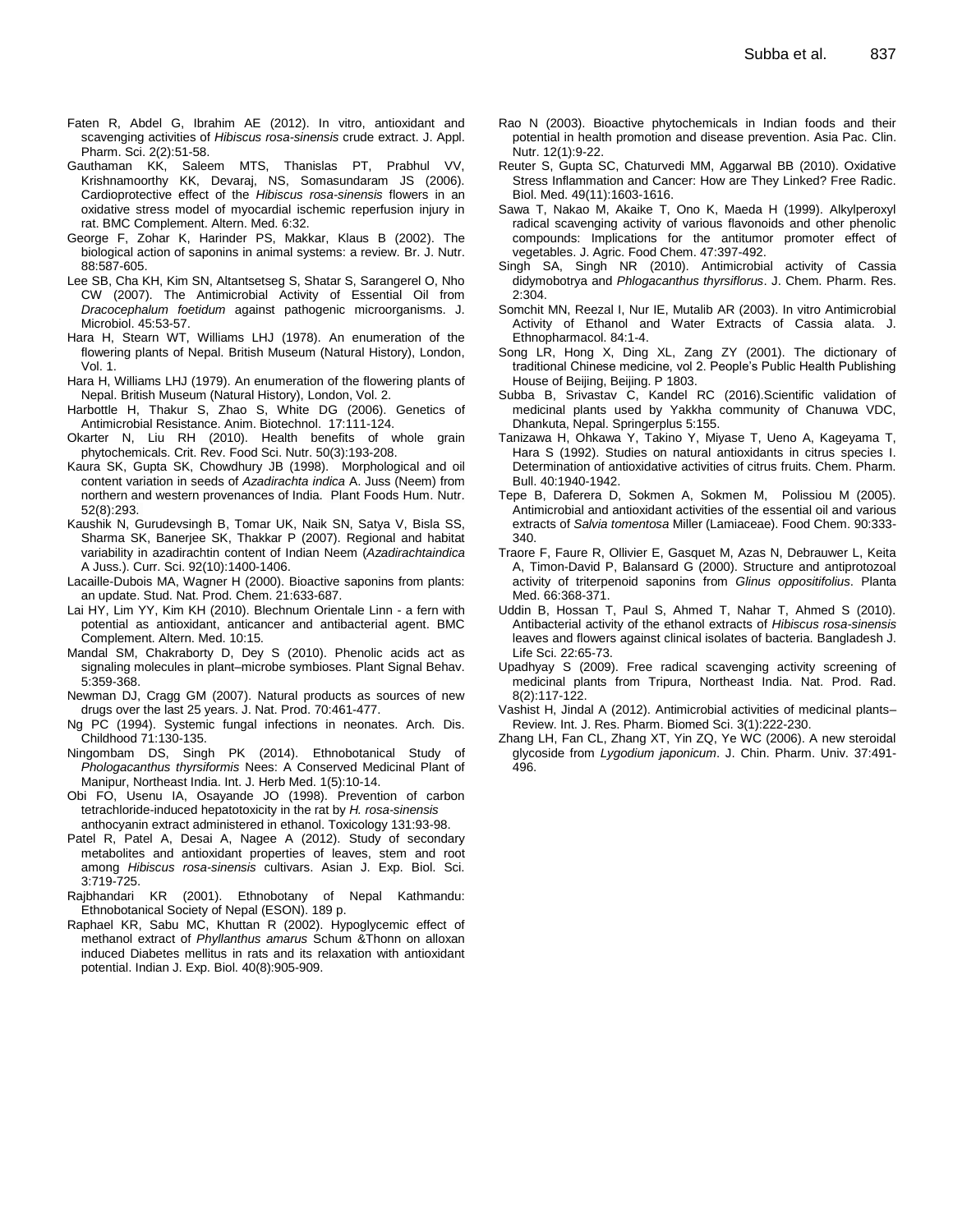Faten R, Abdel G, Ibrahim AE (2012). In vitro, antioxidant and scavenging activities of *Hibiscus rosa-sinensis* crude extract. J. Appl. Pharm. Sci. 2(2):51-58.

Gauthaman KK, Saleem MTS, Thanislas PT, Prabhul VV, Krishnamoorthy KK, Devaraj, NS, Somasundaram JS (2006). Cardioprotective effect of the *Hibiscus rosa-sinensis* flowers in an oxidative stress model of myocardial ischemic reperfusion injury in rat. BMC Complement. Altern. Med. 6:32.

George F, Zohar K, Harinder PS, Makkar, Klaus B (2002). The biological action of saponins in animal systems: a review. Br. J. Nutr. 88:587-605.

Lee SB, Cha KH, Kim SN, Altantsetseg S, Shatar S, Sarangerel O, Nho CW (2007). The Antimicrobial Activity of Essential Oil from *Dracocephalum foetidum* against pathogenic microorganisms. J. Microbiol. 45:53-57.

Hara H, Stearn WT, Williams LHJ (1978). An enumeration of the flowering plants of Nepal. British Museum (Natural History), London, Vol. 1.

Hara H, Williams LHJ (1979). An enumeration of the flowering plants of Nepal. British Museum (Natural History), London, Vol. 2.

Harbottle H, Thakur S, Zhao S, White DG (2006). Genetics of Antimicrobial Resistance. Anim. Biotechnol. 17:111-124.

Okarter N, Liu RH (2010). Health benefits of whole grain phytochemicals. Crit. Rev. Food Sci. Nutr. 50(3):193-208.

Kaura SK, Gupta SK, Chowdhury JB (1998). Morphological and oil content variation in seeds of *Azadirachta indica* A. Juss (Neem) from northern and western provenances of India. Plant Foods Hum. Nutr. 52(8):293.

Kaushik N, Gurudevsingh B, Tomar UK, Naik SN, Satya V, Bisla SS, Sharma SK, Banerjee SK, Thakkar P (2007). Regional and habitat variability in azadirachtin content of Indian Neem (*Azadirachtaindica* A Juss.). Curr. Sci. 92(10):1400-1406.

Lacaille-Dubois MA, Wagner H (2000). Bioactive saponins from plants: an update. Stud. Nat. Prod. Chem. 21:633-687.

Lai HY, Lim YY, Kim KH (2010). Blechnum Orientale Linn - a fern with potential as antioxidant, anticancer and antibacterial agent. BMC Complement. Altern. Med. 10:15.

Mandal SM, Chakraborty D, Dey S (2010). Phenolic acids act as signaling molecules in plant–microbe symbioses. Plant Signal Behav. 5:359-368.

Newman DJ, Cragg GM (2007). Natural products as sources of new drugs over the last 25 years. J. Nat. Prod. 70:461-477.

Ng PC (1994). Systemic fungal infections in neonates. Arch. Dis. Childhood 71:130-135.

Ningombam DS, Singh PK (2014). Ethnobotanical Study of *Phologacanthus thyrsiformis* Nees: A Conserved Medicinal Plant of Manipur, Northeast India. Int. J. Herb Med. 1(5):10-14.

Obi FO, Usenu IA, Osayande JO (1998). Prevention of carbon tetrachloride-induced hepatotoxicity in the rat by *H. rosa-sinensis* anthocyanin extract administered in ethanol. Toxicology 131:93-98.

Patel R, Patel A, Desai A, Nagee A (2012). Study of secondary metabolites and antioxidant properties of leaves, stem and root among *Hibiscus rosa-sinensis* cultivars. Asian J. Exp. Biol. Sci. 3:719-725.

Rajbhandari KR (2001). Ethnobotany of Nepal Kathmandu: Ethnobotanical Society of Nepal (ESON). 189 p.

Raphael KR, Sabu MC, Khuttan R (2002). Hypoglycemic effect of methanol extract of *Phyllanthus amarus* Schum &Thonn on alloxan induced Diabetes mellitus in rats and its relaxation with antioxidant potential. Indian J. Exp. Biol. 40(8):905-909.

Rao N (2003). Bioactive phytochemicals in Indian foods and their potential in health promotion and disease prevention. Asia Pac. Clin. Nutr. 12(1):9-22.

Reuter S, Gupta SC, Chaturvedi MM, Aggarwal BB (2010). Oxidative Stress Inflammation and Cancer: How are They Linked? Free Radic. Biol. Med. 49(11):1603-1616.

Sawa T, Nakao M, Akaike T, Ono K, Maeda H (1999). Alkylperoxyl radical scavenging activity of various flavonoids and other phenolic compounds: Implications for the antitumor promoter effect of vegetables. J. Agric. Food Chem. 47:397-492.

Singh SA, Singh NR (2010). Antimicrobial activity of Cassia didymobotrya and *Phlogacanthus thyrsiflorus*. J. Chem. Pharm. Res. 2:304.

Somchit MN, Reezal I, Nur IE, Mutalib AR (2003). In vitro Antimicrobial Activity of Ethanol and Water Extracts of Cassia alata. J. Ethnopharmacol. 84:1-4.

Song LR, Hong X, Ding XL, Zang ZY (2001). The dictionary of traditional Chinese medicine, vol 2. People's Public Health Publishing House of Beijing, Beijing. P 1803.

Subba B, Srivastav C, Kandel RC (2016).Scientific validation of medicinal plants used by Yakkha community of Chanuwa VDC, Dhankuta, Nepal. Springerplus 5:155.

Tanizawa H, Ohkawa Y, Takino Y, Miyase T, Ueno A, Kageyama T, Hara S (1992). Studies on natural antioxidants in citrus species I. Determination of antioxidative activities of citrus fruits. Chem. Pharm. Bull. 40:1940-1942.

Tepe B, Daferera D, Sokmen A, Sokmen M, Polissiou M (2005). Antimicrobial and antioxidant activities of the essential oil and various extracts of *Salvia tomentosa* Miller (Lamiaceae). Food Chem. 90:333-340.

Traore F, Faure R, Ollivier E, Gasquet M, Azas N, Debrauwer L, Keita A, Timon-David P, Balansard G (2000). Structure and antiprotozoal activity of triterpenoid saponins from *Glinus oppositifolius*. Planta Med. 66:368-371.

Uddin B, Hossan T, Paul S, Ahmed T, Nahar T, Ahmed S (2010). Antibacterial activity of the ethanol extracts of *Hibiscus rosa-sinensis* leaves and flowers against clinical isolates of bacteria. Bangladesh J. Life Sci. 22:65-73.

Upadhyay S (2009). Free radical scavenging activity screening of medicinal plants from Tripura, Northeast India. Nat. Prod. Rad. 8(2):117-122.

Vashist H, Jindal A (2012). Antimicrobial activities of medicinal plants–Review. Int. J. Res. Pharm. Biomed Sci. 3(1):222-230.

Zhang LH, Fan CL, Zhang XT, Yin ZQ, Ye WC (2006). A new steroidal glycoside from *Lygodium japonicum*. J. Chin. Pharm. Univ. 37:491-496.